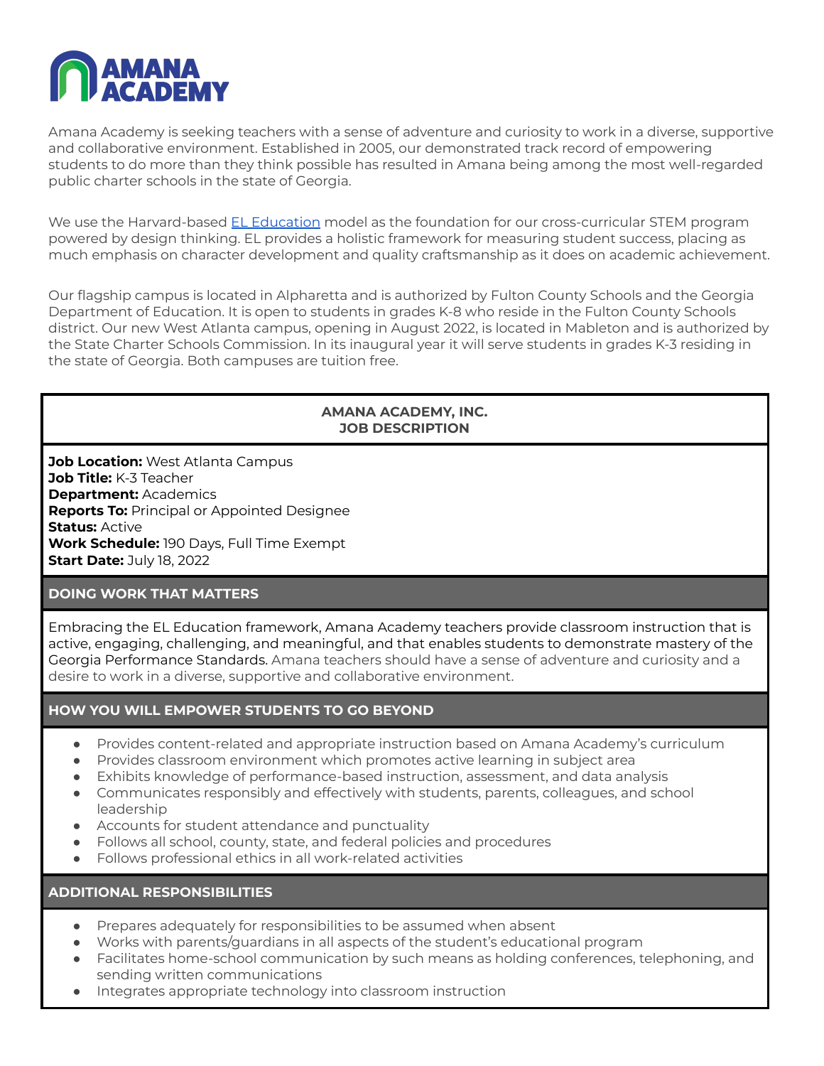# AMANA ACADEMY

Amana Academy is seeking teachers with a sense of adventure and curiosity to work in a diverse, supportive and collaborative environment. Established in 2005, our demonstrated track record of empowering students to do more than they think possible has resulted in Amana being among the most well-regarded public charter schools in the state of Georgia.

We use the Harvard-based EL Education model as the foundation for our cross-curricular STEM program powered by design thinking. EL provides a holistic framework for measuring student success, placing as much emphasis on character development and quality craftsmanship as it does on academic achievement.

Our flagship campus is located in Alpharetta and is authorized by Fulton County Schools and the Georgia Department of Education. It is open to students in grades K-8 who reside in the Fulton County Schools district. Our new West Atlanta campus, opening in August 2022, is located in Mableton and is authorized by the State Charter Schools Commission. In its inaugural year it will serve students in grades K-3 residing in the state of Georgia. Both campuses are tuition free.

## AMANA ACADEMY, INC.
## JOB DESCRIPTION

**Job Location:** West Atlanta Campus
**Job Title:** K-3 Teacher
**Department:** Academics
**Reports To:** Principal or Appointed Designee
**Status:** Active
**Work Schedule:** 190 Days, Full Time Exempt
**Start Date:** July 18, 2022

### DOING WORK THAT MATTERS

Embracing the EL Education framework, Amana Academy teachers provide classroom instruction that is active, engaging, challenging, and meaningful, and that enables students to demonstrate mastery of the Georgia Performance Standards. Amana teachers should have a sense of adventure and curiosity and a desire to work in a diverse, supportive and collaborative environment.

### HOW YOU WILL EMPOWER STUDENTS TO GO BEYOND

- Provides content-related and appropriate instruction based on Amana Academy's curriculum
- Provides classroom environment which promotes active learning in subject area
- Exhibits knowledge of performance-based instruction, assessment, and data analysis
- Communicates responsibly and effectively with students, parents, colleagues, and school leadership
- Accounts for student attendance and punctuality
- Follows all school, county, state, and federal policies and procedures
- Follows professional ethics in all work-related activities

### ADDITIONAL RESPONSIBILITIES

- Prepares adequately for responsibilities to be assumed when absent
- Works with parents/guardians in all aspects of the student's educational program
- Facilitates home-school communication by such means as holding conferences, telephoning, and sending written communications
- Integrates appropriate technology into classroom instruction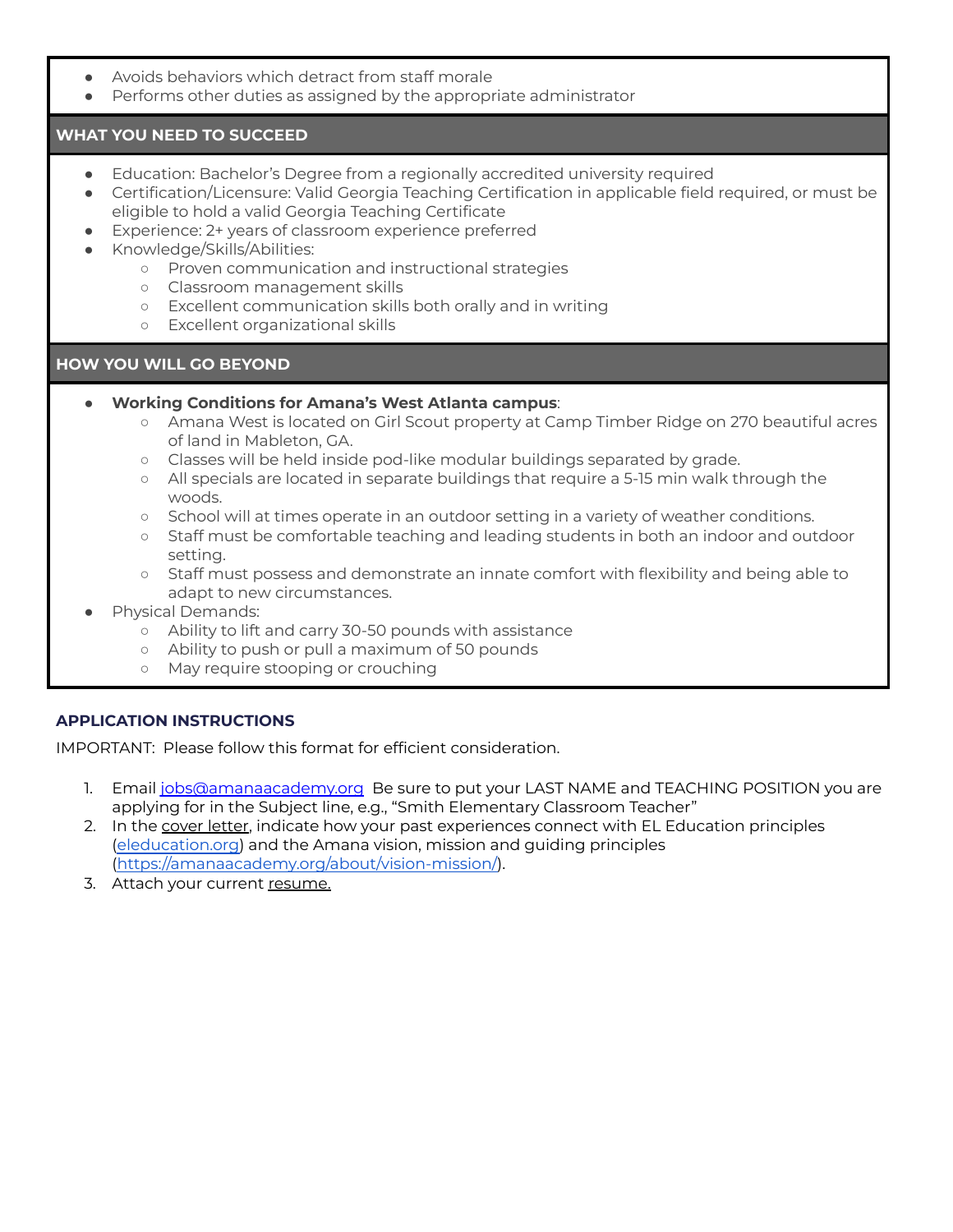- Avoids behaviors which detract from staff morale
- Performs other duties as assigned by the appropriate administrator

## WHAT YOU NEED TO SUCCEED

- Education: Bachelor's Degree from a regionally accredited university required
- Certification/Licensure: Valid Georgia Teaching Certification in applicable field required, or must be eligible to hold a valid Georgia Teaching Certificate
- Experience: 2+ years of classroom experience preferred
- Knowledge/Skills/Abilities:
  - Proven communication and instructional strategies
  - Classroom management skills
  - Excellent communication skills both orally and in writing
  - Excellent organizational skills

## HOW YOU WILL GO BEYOND

- **Working Conditions for Amana's West Atlanta campus**:
  - Amana West is located on Girl Scout property at Camp Timber Ridge on 270 beautiful acres of land in Mableton, GA.
  - Classes will be held inside pod-like modular buildings separated by grade.
  - All specials are located in separate buildings that require a 5-15 min walk through the woods.
  - School will at times operate in an outdoor setting in a variety of weather conditions.
  - Staff must be comfortable teaching and leading students in both an indoor and outdoor setting.
  - Staff must possess and demonstrate an innate comfort with flexibility and being able to adapt to new circumstances.
- Physical Demands:
  - Ability to lift and carry 30-50 pounds with assistance
  - Ability to push or pull a maximum of 50 pounds
  - May require stooping or crouching

## APPLICATION INSTRUCTIONS

IMPORTANT: Please follow this format for efficient consideration.

1. Email jobs@amanaacademy.org Be sure to put your LAST NAME and TEACHING POSITION you are applying for in the Subject line, e.g., "Smith Elementary Classroom Teacher"
2. In the cover letter, indicate how your past experiences connect with EL Education principles (eleducation.org) and the Amana vision, mission and guiding principles (https://amanaacademy.org/about/vision-mission/).
3. Attach your current resume.